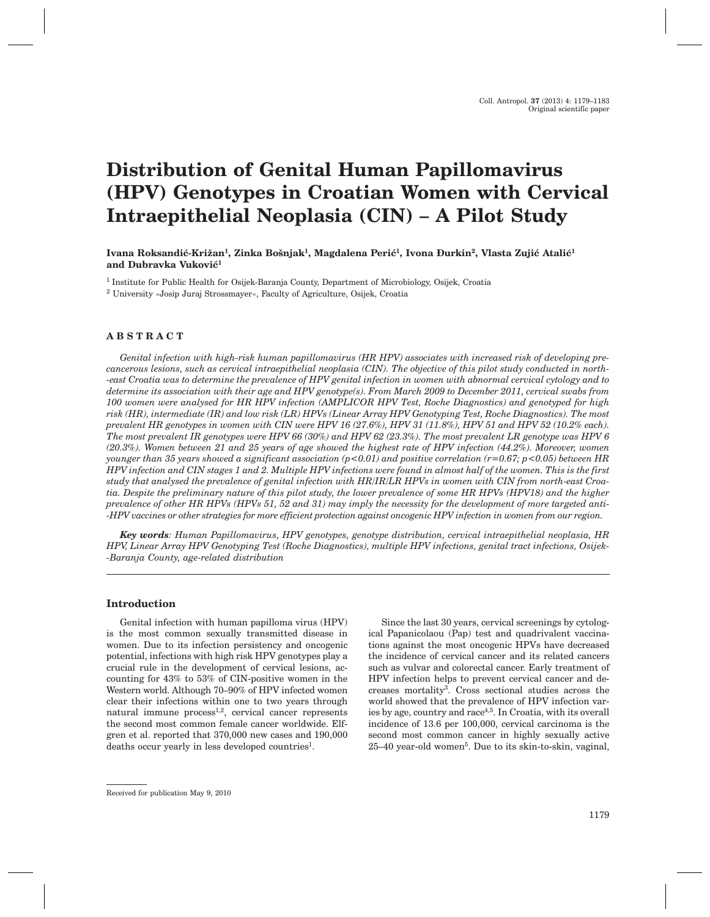# Distribution of Genital Human Papillomavirus (HPV) Genotypes in Croatian Women with Cervical Intraepithelial Neoplasia (CIN) – A Pilot Study

**Ivana Roksandić-Križan[1], Zinka Bošnjak[1], Magdalena Perić[1], Ivona Đurkin[2], Vlasta Zujić Atalić[1] and Dubravka Vuković[1]**

[1] Institute for Public Health for Osijek-Baranja County, Department of Microbiology, Osijek, Croatia

[2] University »Josip Juraj Strossmayer«, Faculty of Agriculture, Osijek, Croatia

## ABSTRACT

*Genital infection with high-risk human papillomavirus (HR HPV) associates with increased risk of developing precancerous lesions, such as cervical intraepithelial neoplasia (CIN). The objective of this pilot study conducted in north-east Croatia was to determine the prevalence of HPV genital infection in women with abnormal cervical cytology and to determine its association with their age and HPV genotype(s). From March 2009 to December 2011, cervical swabs from 100 women were analysed for HR HPV infection (AMPLICOR HPV Test, Roche Diagnostics) and genotyped for high risk (HR), intermediate (IR) and low risk (LR) HPVs (Linear Array HPV Genotyping Test, Roche Diagnostics). The most prevalent HR genotypes in women with CIN were HPV 16 (27.6%), HPV 31 (11.8%), HPV 51 and HPV 52 (10.2% each). The most prevalent IR genotypes were HPV 66 (30%) and HPV 62 (23.3%). The most prevalent LR genotype was HPV 6 (20.3%). Women between 21 and 25 years of age showed the highest rate of HPV infection (44.2%). Moreover, women younger than 35 years showed a significant association ($p<0.01$) and positive correlation ($r=0.67$; $p<0.05$) between HR HPV infection and CIN stages 1 and 2. Multiple HPV infections were found in almost half of the women. This is the first study that analysed the prevalence of genital infection with HR/IR/LR HPVs in women with CIN from north-east Croatia. Despite the preliminary nature of this pilot study, the lower prevalence of some HR HPVs (HPV18) and the higher prevalence of other HR HPVs (HPVs 51, 52 and 31) may imply the necessity for the development of more targeted anti-HPV vaccines or other strategies for more efficient protection against oncogenic HPV infection in women from our region.*

***Key words**: Human Papillomavirus, HPV genotypes, genotype distribution, cervical intraepithelial neoplasia, HR HPV, Linear Array HPV Genotyping Test (Roche Diagnostics), multiple HPV infections, genital tract infections, Osijek-Baranja County, age-related distribution*

## Introduction

Genital infection with human papilloma virus (HPV) is the most common sexually transmitted disease in women. Due to its infection persistency and oncogenic potential, infections with high risk HPV genotypes play a crucial rule in the development of cervical lesions, accounting for 43% to 53% of CIN-positive women in the Western world. Although 70–90% of HPV infected women clear their infections within one to two years through natural immune process[1,2], cervical cancer represents the second most common female cancer worldwide. Elfgren et al. reported that 370,000 new cases and 190,000 deaths occur yearly in less developed countries[1].

Since the last 30 years, cervical screenings by cytological Papanicolaou (Pap) test and quadrivalent vaccinations against the most oncogenic HPVs have decreased the incidence of cervical cancer and its related cancers such as vulvar and colorectal cancer. Early treatment of HPV infection helps to prevent cervical cancer and decreases mortality[3]. Cross sectional studies across the world showed that the prevalence of HPV infection varies by age, country and race[4,5]. In Croatia, with its overall incidence of 13.6 per 100,000, cervical carcinoma is the second most common cancer in highly sexually active 25–40 year-old women[5]. Due to its skin-to-skin, vaginal,

Received for publication May 9, 2010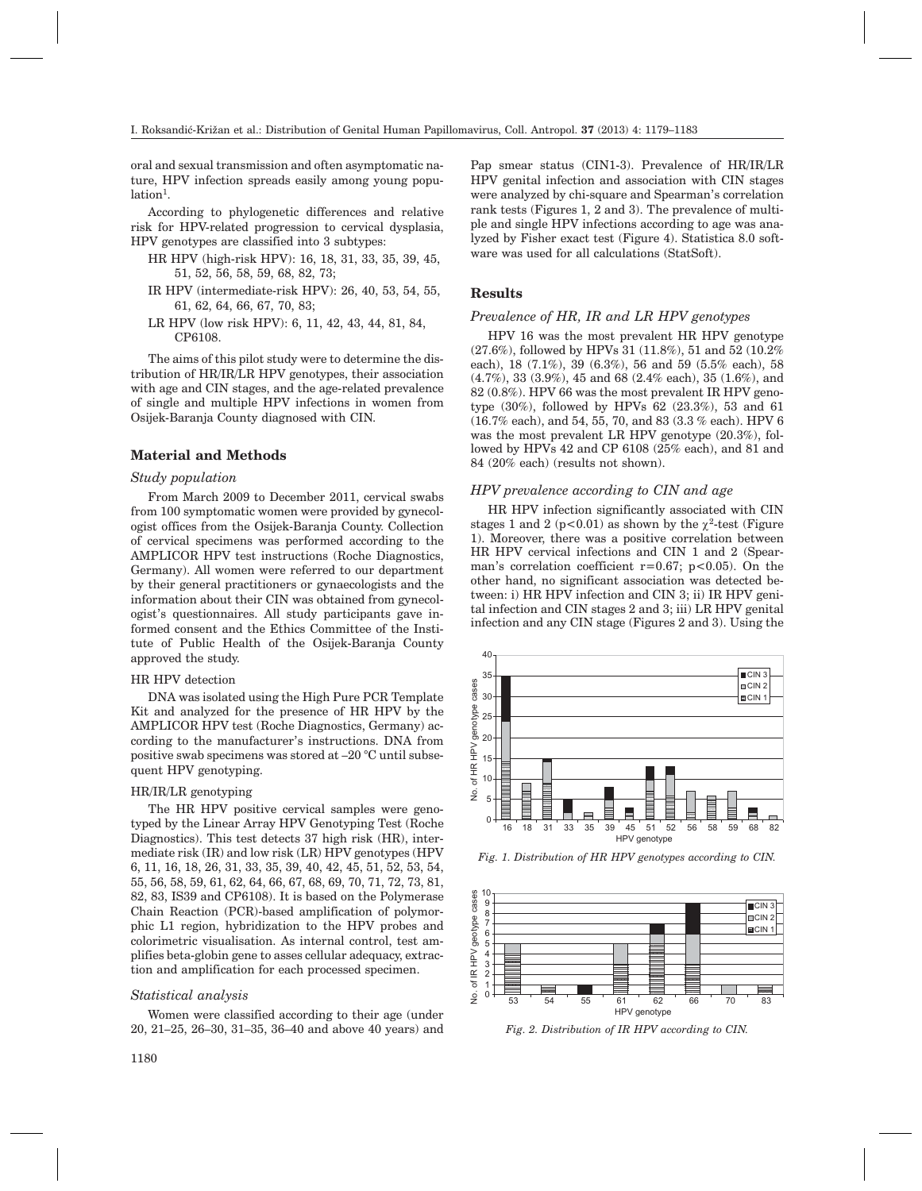oral and sexual transmission and often asymptomatic nature, HPV infection spreads easily among young population[1].

According to phylogenetic differences and relative risk for HPV-related progression to cervical dysplasia, HPV genotypes are classified into 3 subtypes:

- HR HPV (high-risk HPV): 16, 18, 31, 33, 35, 39, 45, 51, 52, 56, 58, 59, 68, 82, 73;
- IR HPV (intermediate-risk HPV): 26, 40, 53, 54, 55, 61, 62, 64, 66, 67, 70, 83;
- LR HPV (low risk HPV): 6, 11, 42, 43, 44, 81, 84, CP6108.

The aims of this pilot study were to determine the distribution of HR/IR/LR HPV genotypes, their association with age and CIN stages, and the age-related prevalence of single and multiple HPV infections in women from Osijek-Baranja County diagnosed with CIN.

## Material and Methods

### *Study population*

From March 2009 to December 2011, cervical swabs from 100 symptomatic women were provided by gynecologist offices from the Osijek-Baranja County. Collection of cervical specimens was performed according to the AMPLICOR HPV test instructions (Roche Diagnostics, Germany). All women were referred to our department by their general practitioners or gynaecologists and the information about their CIN was obtained from gynecologist's questionnaires. All study participants gave informed consent and the Ethics Committee of the Institute of Public Health of the Osijek-Baranja County approved the study.

#### HR HPV detection

DNA was isolated using the High Pure PCR Template Kit and analyzed for the presence of HR HPV by the AMPLICOR HPV test (Roche Diagnostics, Germany) according to the manufacturer's instructions. DNA from positive swab specimens was stored at –20 °C until subsequent HPV genotyping.

#### HR/IR/LR genotyping

The HR HPV positive cervical samples were genotyped by the Linear Array HPV Genotyping Test (Roche Diagnostics). This test detects 37 high risk (HR), intermediate risk (IR) and low risk (LR) HPV genotypes (HPV 6, 11, 16, 18, 26, 31, 33, 35, 39, 40, 42, 45, 51, 52, 53, 54, 55, 56, 58, 59, 61, 62, 64, 66, 67, 68, 69, 70, 71, 72, 73, 81, 82, 83, IS39 and CP6108). It is based on the Polymerase Chain Reaction (PCR)-based amplification of polymorphic L1 region, hybridization to the HPV probes and colorimetric visualisation. As internal control, test amplifies beta-globin gene to asses cellular adequacy, extraction and amplification for each processed specimen.

### *Statistical analysis*

Women were classified according to their age (under 20, 21–25, 26–30, 31–35, 36–40 and above 40 years) and Pap smear status (CIN1-3). Prevalence of HR/IR/LR HPV genital infection and association with CIN stages were analyzed by chi-square and Spearman's correlation rank tests (Figures 1, 2 and 3). The prevalence of multiple and single HPV infections according to age was analyzed by Fisher exact test (Figure 4). Statistica 8.0 software was used for all calculations (StatSoft).

## Results

### *Prevalence of HR, IR and LR HPV genotypes*

HPV 16 was the most prevalent HR HPV genotype (27.6%), followed by HPVs 31 (11.8%), 51 and 52 (10.2% each), 18 (7.1%), 39 (6.3%), 56 and 59 (5.5% each), 58 (4.7%), 33 (3.9%), 45 and 68 (2.4% each), 35 (1.6%), and 82 (0.8%). HPV 66 was the most prevalent IR HPV genotype (30%), followed by HPVs 62 (23.3%), 53 and 61 (16.7% each), and 54, 55, 70, and 83 (3.3 % each). HPV 6 was the most prevalent LR HPV genotype (20.3%), followed by HPVs 42 and CP 6108 (25% each), and 81 and 84 (20% each) (results not shown).

### *HPV prevalence according to CIN and age*

HR HPV infection significantly associated with CIN stages 1 and 2 ($p<0.01$) as shown by the $\chi^2$-test (Figure 1). Moreover, there was a positive correlation between HR HPV cervical infections and CIN 1 and 2 (Spearman's correlation coefficient $r=0.67$; $p<0.05$). On the other hand, no significant association was detected between: i) HR HPV infection and CIN 3; ii) IR HPV genital infection and CIN stages 2 and 3; iii) LR HPV genital infection and any CIN stage (Figures 2 and 3). Using the

*Fig. 1. Distribution of HR HPV genotypes according to CIN.*

*Fig. 2. Distribution of IR HPV according to CIN.*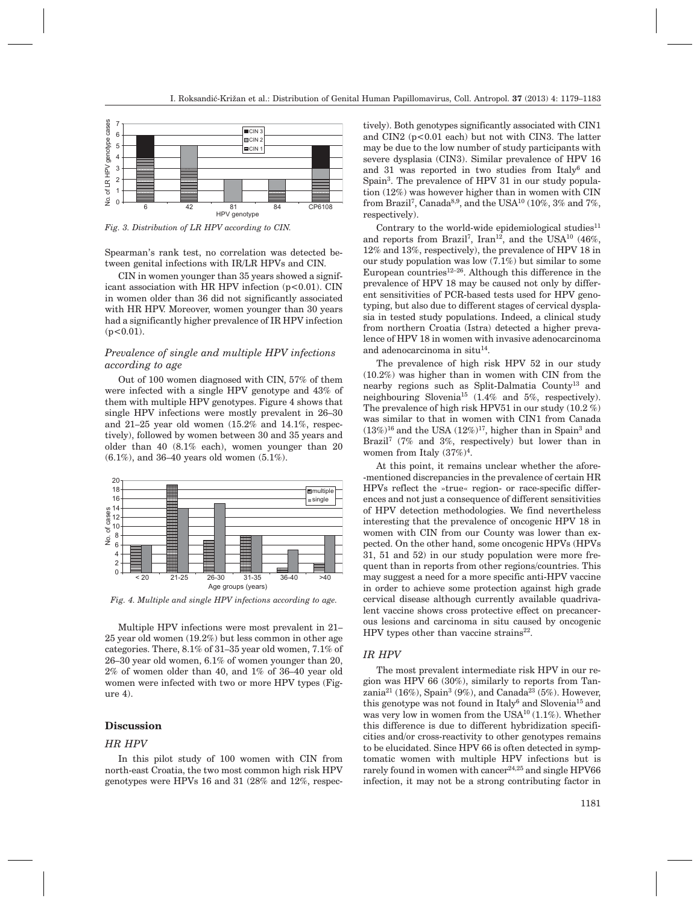*Fig. 3. Distribution of LR HPV according to CIN.*

Spearman's rank test, no correlation was detected between genital infections with IR/LR HPVs and CIN.

CIN in women younger than 35 years showed a significant association with HR HPV infection ($p<0.01$). CIN in women older than 36 did not significantly associated with HR HPV. Moreover, women younger than 30 years had a significantly higher prevalence of IR HPV infection ($p<0.01$).

### *Prevalence of single and multiple HPV infections according to age*

Out of 100 women diagnosed with CIN, 57% of them were infected with a single HPV genotype and 43% of them with multiple HPV genotypes. Figure 4 shows that single HPV infections were mostly prevalent in 26–30 and 21–25 year old women (15.2% and 14.1%, respectively), followed by women between 30 and 35 years and older than 40 (8.1% each), women younger than 20 (6.1%), and 36–40 years old women (5.1%).

*Fig. 4. Multiple and single HPV infections according to age.*

Multiple HPV infections were most prevalent in 21–25 year old women (19.2%) but less common in other age categories. There, 8.1% of 31–35 year old women, 7.1% of 26–30 year old women, 6.1% of women younger than 20, 2% of women older than 40, and 1% of 36–40 year old women were infected with two or more HPV types (Figure 4).

## Discussion

### *HR HPV*

In this pilot study of 100 women with CIN from north-east Croatia, the two most common high risk HPV genotypes were HPVs 16 and 31 (28% and 12%, respectively). Both genotypes significantly associated with CIN1 and CIN2 ($p<0.01$ each) but not with CIN3. The latter may be due to the low number of study participants with severe dysplasia (CIN3). Similar prevalence of HPV 16 and 31 was reported in two studies from Italy[6] and Spain[3]. The prevalence of HPV 31 in our study population (12%) was however higher than in women with CIN from Brazil[7], Canada[8,9], and the USA[10] (10%, 3% and 7%, respectively).

Contrary to the world-wide epidemiological studies[11] and reports from Brazil[7], Iran[12], and the USA[10] (46%, 12% and 13%, respectively), the prevalence of HPV 18 in our study population was low (7.1%) but similar to some European countries[12–26]. Although this difference in the prevalence of HPV 18 may be caused not only by different sensitivities of PCR-based tests used for HPV genotyping, but also due to different stages of cervical dysplasia in tested study populations. Indeed, a clinical study from northern Croatia (Istra) detected a higher prevalence of HPV 18 in women with invasive adenocarcinoma and adenocarcinoma in situ[14].

The prevalence of high risk HPV 52 in our study (10.2%) was higher than in women with CIN from the nearby regions such as Split-Dalmatia County[13] and neighbouring Slovenia[15] (1.4% and 5%, respectively). The prevalence of high risk HPV51 in our study (10.2 %) was similar to that in women with CIN1 from Canada (13%)[16] and the USA (12%)[17], higher than in Spain[3] and Brazil[7] (7% and 3%, respectively) but lower than in women from Italy (37%)[4].

At this point, it remains unclear whether the afore-mentioned discrepancies in the prevalence of certain HR HPVs reflect the »true« region- or race-specific differences and not just a consequence of different sensitivities of HPV detection methodologies. We find nevertheless interesting that the prevalence of oncogenic HPV 18 in women with CIN from our County was lower than expected. On the other hand, some oncogenic HPVs (HPVs 31, 51 and 52) in our study population were more frequent than in reports from other regions/countries. This may suggest a need for a more specific anti-HPV vaccine in order to achieve some protection against high grade cervical disease although currently available quadrivalent vaccine shows cross protective effect on precancerous lesions and carcinoma in situ caused by oncogenic HPV types other than vaccine strains[22].

### *IR HPV*

The most prevalent intermediate risk HPV in our region was HPV 66 (30%), similarly to reports from Tanzania[21] (16%), Spain[3] (9%), and Canada[23] (5%). However, this genotype was not found in Italy[6] and Slovenia[15] and was very low in women from the USA[10] (1.1%). Whether this difference is due to different hybridization specificities and/or cross-reactivity to other genotypes remains to be elucidated. Since HPV 66 is often detected in symptomatic women with multiple HPV infections but is rarely found in women with cancer[24,25] and single HPV66 infection, it may not be a strong contributing factor in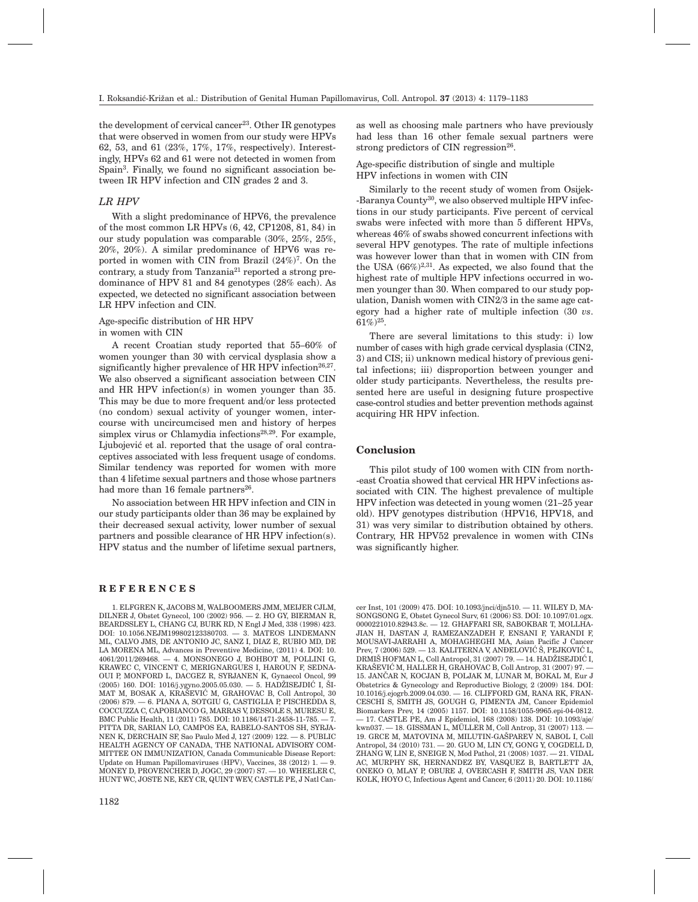the development of cervical cancer[23]. Other IR genotypes that were observed in women from our study were HPVs 62, 53, and 61 (23%, 17%, 17%, respectively). Interestingly, HPVs 62 and 61 were not detected in women from Spain[3]. Finally, we found no significant association between IR HPV infection and CIN grades 2 and 3.

### *LR HPV*

With a slight predominance of HPV6, the prevalence of the most common LR HPVs (6, 42, CP1208, 81, 84) in our study population was comparable (30%, 25%, 25%, 20%, 20%). A similar predominance of HPV6 was reported in women with CIN from Brazil (24%)[7]. On the contrary, a study from Tanzania[21] reported a strong predominance of HPV 81 and 84 genotypes (28% each). As expected, we detected no significant association between LR HPV infection and CIN.

#### Age-specific distribution of HR HPV in women with CIN

A recent Croatian study reported that 55–60% of women younger than 30 with cervical dysplasia show a significantly higher prevalence of HR HPV infection[26,27]. We also observed a significant association between CIN and HR HPV infection(s) in women younger than 35. This may be due to more frequent and/or less protected (no condom) sexual activity of younger women, intercourse with uncircumcised men and history of herpes simplex virus or Chlamydia infections[28,29]. For example, Ljubojević et al. reported that the usage of oral contraceptives associated with less frequent usage of condoms. Similar tendency was reported for women with more than 4 lifetime sexual partners and those whose partners had more than 16 female partners[26].

No association between HR HPV infection and CIN in our study participants older than 36 may be explained by their decreased sexual activity, lower number of sexual partners and possible clearance of HR HPV infection(s). HPV status and the number of lifetime sexual partners, as well as choosing male partners who have previously had less than 16 other female sexual partners were strong predictors of CIN regression[26].

#### Age-specific distribution of single and multiple HPV infections in women with CIN

Similarly to the recent study of women from Osijek-Baranya County[30], we also observed multiple HPV infections in our study participants. Five percent of cervical swabs were infected with more than 5 different HPVs, whereas 46% of swabs showed concurrent infections with several HPV genotypes. The rate of multiple infections was however lower than that in women with CIN from the USA (66%)[2,31]. As expected, we also found that the highest rate of multiple HPV infections occurred in women younger than 30. When compared to our study population, Danish women with CIN2/3 in the same age category had a higher rate of multiple infection (30 *vs*. 61%)[25].

There are several limitations to this study: i) low number of cases with high grade cervical dysplasia (CIN2, 3) and CIS; ii) unknown medical history of previous genital infections; iii) disproportion between younger and older study participants. Nevertheless, the results presented here are useful in designing future prospective case-control studies and better prevention methods against acquiring HR HPV infection.

## Conclusion

This pilot study of 100 women with CIN from north-east Croatia showed that cervical HR HPV infections associated with CIN. The highest prevalence of multiple HPV infection was detected in young women (21–25 year old). HPV genotypes distribution (HPV16, HPV18, and 31) was very similar to distribution obtained by others. Contrary, HR HPV52 prevalence in women with CINs was significantly higher.

## REFERENCES

1. ELFGREN K, JACOBS M, WALBOOMERS JMM, MEIJER CJLM, DILNER J, Obstet Gynecol, 100 (2002) 956. — 2. HO GY, BIERMAN R, BEARDSSLEY L, CHANG CJ, BURK RD, N Engl J Med, 338 (1998) 423. DOI: 10.1056.NEJM199802123380703. — 3. MATEOS LINDEMANN ML, CALVO JMS, DE ANTONIO JC, SANZ I, DIAZ E, RUBIO MD, DE LA MORENA ML, Advances in Preventive Medicine, (2011) 4. DOI: 10. 4061/2011/269468. — 4. MONSONEGO J, BOHBOT M, POLLINI G, KRAWEC C, VINCENT C, MERIGNARGUES I, HAROUN F, SEDNAOUI P, MONFORD L, DACGEZ R, SYRJANEN K, Gynaecol Oncol, 99 (2005) 160. DOI: 1016/j.ygyno.2005.05.030. — 5. HADŽISEJDIĆ I, ŠIMAT M, BOSAK A, KRAŠEVIĆ M, GRAHOVAC B, Coll Antropol, 30 (2006) 879. — 6. PIANA A, SOTGIU G, CASTIGLIA P, PISCHEDDA S, COCCUZZA C, CAPOBIANCO G, MARRAS V, DESSOLE S, MURESU E, BMC Public Health, 11 (2011) 785. DOI: 10.1186/1471-2458-11-785. — 7. PITTA DR, SARIAN LO, CAMPOS EA, RABELO-SANTOS SH, SYRJANEN K, DERCHAIN SF, Sao Paulo Med J, 127 (2009) 122. — 8. PUBLIC HEALTH AGENCY OF CANADA, THE NATIONAL ADVISORY COMMITTEE ON IMMUNIZATION, Canada Communicable Disease Report: Update on Human Papillomaviruses (HPV), Vaccines, 38 (2012) 1. — 9. MONEY D, PROVENCHER D, JOGC, 29 (2007) S7. — 10. WHEELER C, HUNT WC, JOSTE NE, KEY CR, QUINT WEV, CASTLE PE, J Natl Cancer Inst, 101 (2009) 475. DOI: 10.1093/jnci/djn510. — 11. WILEY D, MASONGSONG E, Obstet Gynecol Surv, 61 (2006) S3. DOI: 10.1097/01.ogx. 0000221010.82943.8c. — 12. GHAFFARI SR, SABOKBAR T, MOLLHAJIAN H, DASTAN J, RAMEZANZADEH F, ENSANI F, YARANDI F, MOUSAVI-JARRAHI A, MOHAGHEGHI MA, Asian Pacific J Cancer Prev, 7 (2006) 529. — 13. KALITERNA V, ANĐELOVIĆ Š, PEJKOVIĆ L, DRMIŠ HOFMAN L, Coll Antropol, 31 (2007) 79. — 14. HADŽISEJDIĆ I, KRAŠEVIĆ M, HALLER H, GRAHOVAC B, Coll Antrop, 31 (2007) 97. — 15. JANČAR N, KOCJAN B, POLJAK M, LUNAR M, BOKAL M, Eur J Obstetrics & Gynecology and Reproductive Biology, 2 (2009) 184. DOI: 10.1016/j.ejogrb.2009.04.030. — 16. CLIFFORD GM, RANA RK, FRANCESCHI S, SMITH JS, GOUGH G, PIMENTA JM, Cancer Epidemiol Biomarkers Prev, 14 (2005) 1157. DOI: 10.1158/1055-9965.epi-04-0812. — 17. CASTLE PE, Am J Epidemiol, 168 (2008) 138. DOI: 10.1093/aje/kwn037. — 18. GISSMAN L, MÜLLER M, Coll Antrop, 31 (2007) 113. — 19. GRCE M, MATOVINA M, MILUTIN-GAŠPAREV N, SABOL I, Coll Antropol, 34 (2010) 731. — 20. GUO M, LIN CY, GONG Y, COGDELL D, ZHANG W, LIN E, SNEIGE N, Mod Pathol, 21 (2008) 1037. — 21. VIDAL AC, MURPHY SK, HERNANDEZ BY, VASQUEZ B, BARTLETT JA, ONEKO O, MLAY P, OBURE J, OVERCASH F, SMITH JS, VAN DER KOLK, HOYO C, Infectious Agent and Cancer, 6 (2011) 20. DOI: 10.1186/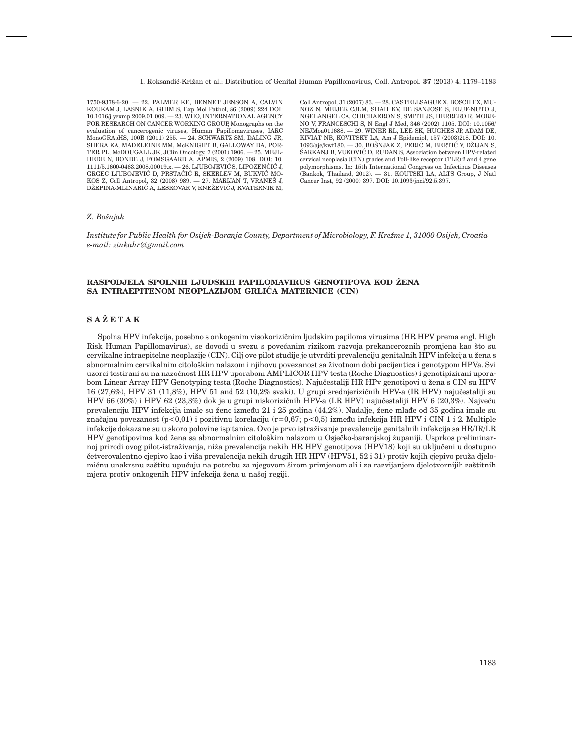1750-9378-6-20. — 22. PALMER KE, BENNET JENSON A, CALVIN KOUKAM J, LASNIK A, GHIM S, Exp Mol Pathol, 86 (2009) 224 DOI: 10.1016/j.yexmp.2009.01.009. — 23. WHO, INTERNATIONAL AGENCY FOR RESEARCH ON CANCER WORKING GROUP, Monographs on the evaluation of cancerogenic viruses, Human Papillomaviruses, IARC MonoGRApHS, 100B (2011) 255. — 24. SCHWARTZ SM, DALING JR, SHERA KA, MADELEINE MM, McKNIGHT B, GALLOWAY DA, PORTER PL, McDOUGALL JK, JClin Oncology, 7 (2001) 1906. — 25. MEJLHEDE N, BONDE J, FOMSGAARD A, APMIS, 2 (2009) 108. DOI: 10.1111/5.1600-0463.2008.00019.x. — 26. LJUBOJEVIĆ S, LIPOZENČIĆ J, GRGEC LJUBOJEVIĆ D, PRSTAČIĆ R, SKERLEV M, BUKVIĆ MOKOS Z, Coll Antropol, 32 (2008) 989. — 27. MARIJAN T, VRANEŠ J, DŽEPINA-MLINARIĆ A, LESKOVAR V, KNEŽEVIĆ J, KVATERNIK M, Coll Antropol, 31 (2007) 83. — 28. CASTELLSAGUE X, BOSCH FX, MUNOZ N, MEIJER CJLM, SHAH KV, DE SANJOSE S, ELUF-NUTO J, NGELANGEL CA, CHICHAERON S, SMITH JS, HERRERO R, MORENO V, FRANCESCHI S, N Engl J Med, 346 (2002) 1105. DOI: 10.1056/NEJMoa011688. — 29. WINER RL, LEE SK, HUGHES JP, ADAM DE, KIVIAT NB, KOVITSKY LA, Am J Epidemiol, 157 (2003)218. DOI: 10.1093/aje/kwf180. — 30. BOŠNJAK Z, PERIĆ M, BERTIĆ V, DŽIJAN S, ŠARKANJ B, VUKOVIĆ D, RUDAN S, Association between HPV-related cervical neoplasia (CIN) grades and Toll-like receptor (TLR) 2 and 4 gene polymorphisms. In: 15th International Congress on Infectious Diseases (Bankok, Thailand, 2012). — 31. KOUTSKI LA, ALTS Group, J Natl Cancer Inst, 92 (2000) 397. DOI: 10.1093/jnci/92.5.397.

*Z. Bošnjak*

*Institute for Public Health for Osijek-Baranja County, Department of Microbiology, F. Krežme 1, 31000 Osijek, Croatia*
*e-mail: zinkahr@gmail.com*

## RASPODJELA SPOLNIH LJUDSKIH PAPILOMAVIRUS GENOTIPOVA KOD ŽENA SA INTRAEPITENOM NEOPLAZIJOM GRLIĆA MATERNICE (CIN)

## S A Ž E T A K

Spolna HPV infekcija, posebno s onkogenim visokorizičnim ljudskim papiloma virusima (HR HPV prema engl. High Risk Human Papillomavirus), se dovodi u svezu s povećanim rizikom razvoja prekanceroznih promjena kao što su cervikalne intraepitelne neoplazije (CIN). Cilj ove pilot studije je utvrditi prevalenciju genitalnih HPV infekcija u žena s abnormalnim cervikalnim citološkim nalazom i njihovu povezanost sa životnom dobi pacijentica i genotypom HPVa. Svi uzorci testirani su na nazočnost HR HPV uporabom AMPLICOR HPV testa (Roche Diagnostics) i genotipizirani uporabom Linear Array HPV Genotyping testa (Roche Diagnostics). Najučestaliji HR HPv genotipovi u žena s CIN su HPV 16 (27,6%), HPV 31 (11,8%), HPV 51 and 52 (10,2% svaki). U grupi srednjerizičnih HPV-a (IR HPV) najučestaliji su HPV 66 (30%) i HPV 62 (23,3%) dok je u grupi niskorizičnih HPV-a (LR HPV) najučestaliji HPV 6 (20,3%). Najveću prevalenciju HPV infekcija imale su žene između 21 i 25 godina (44,2%). Nadalje, žene mlađe od 35 godina imale su značajnu povezanost ($p<0,01$) i pozitivnu korelaciju ($r=0,67$; $p<0,5$) između infekcija HR HPV i CIN 1 i 2. Multiple infekcije dokazane su u skoro polovine ispitanica. Ovo je prvo istraživanje prevalencije genitalnih infekcija sa HR/IR/LR HPV genotipovima kod žena sa abnormalnim citološkim nalazom u Osječko-baranjskoj županiji. Usprkos preliminarnoj prirodi ovog pilot-istraživanja, niža prevalencija nekih HR HPV genotipova (HPV18) koji su uključeni u dostupno četverovalentno cjepivo kao i viša prevalencija nekih drugih HR HPV (HPV51, 52 i 31) protiv kojih cjepivo pruža djelomičnu unakrsnu zaštitu upućuju na potrebu za njegovom širom primjenom ali i za razvijanjem djelotvornijih zaštitnih mjera protiv onkogenih HPV infekcija žena u našoj regiji.